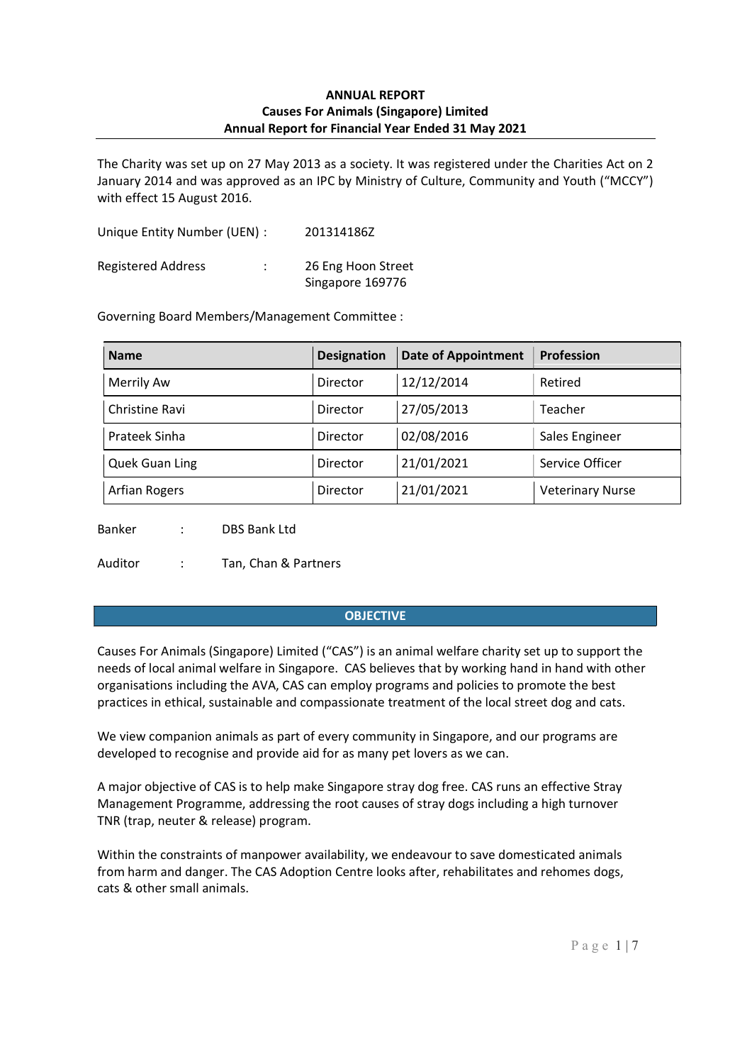# ANNUAL REPORT

## Causes For Animals (Singapore) Limited

## Annual Report for Financial Year Ended 31 May 2021

The Charity was set up on 27 May 2013 as a society. It was registered under the Charities Act on 2 January 2014 and was approved as an IPC by Ministry of Culture, Community and Youth ("MCCY") with effect 15 August 2016.

Unique Entity Number (UEN) : 201314186Z

Registered Address : 26 Eng Hoon Street
Singapore 169776

Governing Board Members/Management Committee :

| Name | Designation | Date of Appointment | Profession |
|---|---|---|---|
| Merrily Aw | Director | 12/12/2014 | Retired |
| Christine Ravi | Director | 27/05/2013 | Teacher |
| Prateek Sinha | Director | 02/08/2016 | Sales Engineer |
| Quek Guan Ling | Director | 21/01/2021 | Service Officer |
| Arfian Rogers | Director | 21/01/2021 | Veterinary Nurse |

Banker : DBS Bank Ltd

Auditor : Tan, Chan & Partners

## OBJECTIVE

Causes For Animals (Singapore) Limited ("CAS") is an animal welfare charity set up to support the needs of local animal welfare in Singapore. CAS believes that by working hand in hand with other organisations including the AVA, CAS can employ programs and policies to promote the best practices in ethical, sustainable and compassionate treatment of the local street dog and cats.

We view companion animals as part of every community in Singapore, and our programs are developed to recognise and provide aid for as many pet lovers as we can.

A major objective of CAS is to help make Singapore stray dog free. CAS runs an effective Stray Management Programme, addressing the root causes of stray dogs including a high turnover TNR (trap, neuter & release) program.

Within the constraints of manpower availability, we endeavour to save domesticated animals from harm and danger. The CAS Adoption Centre looks after, rehabilitates and rehomes dogs, cats & other small animals.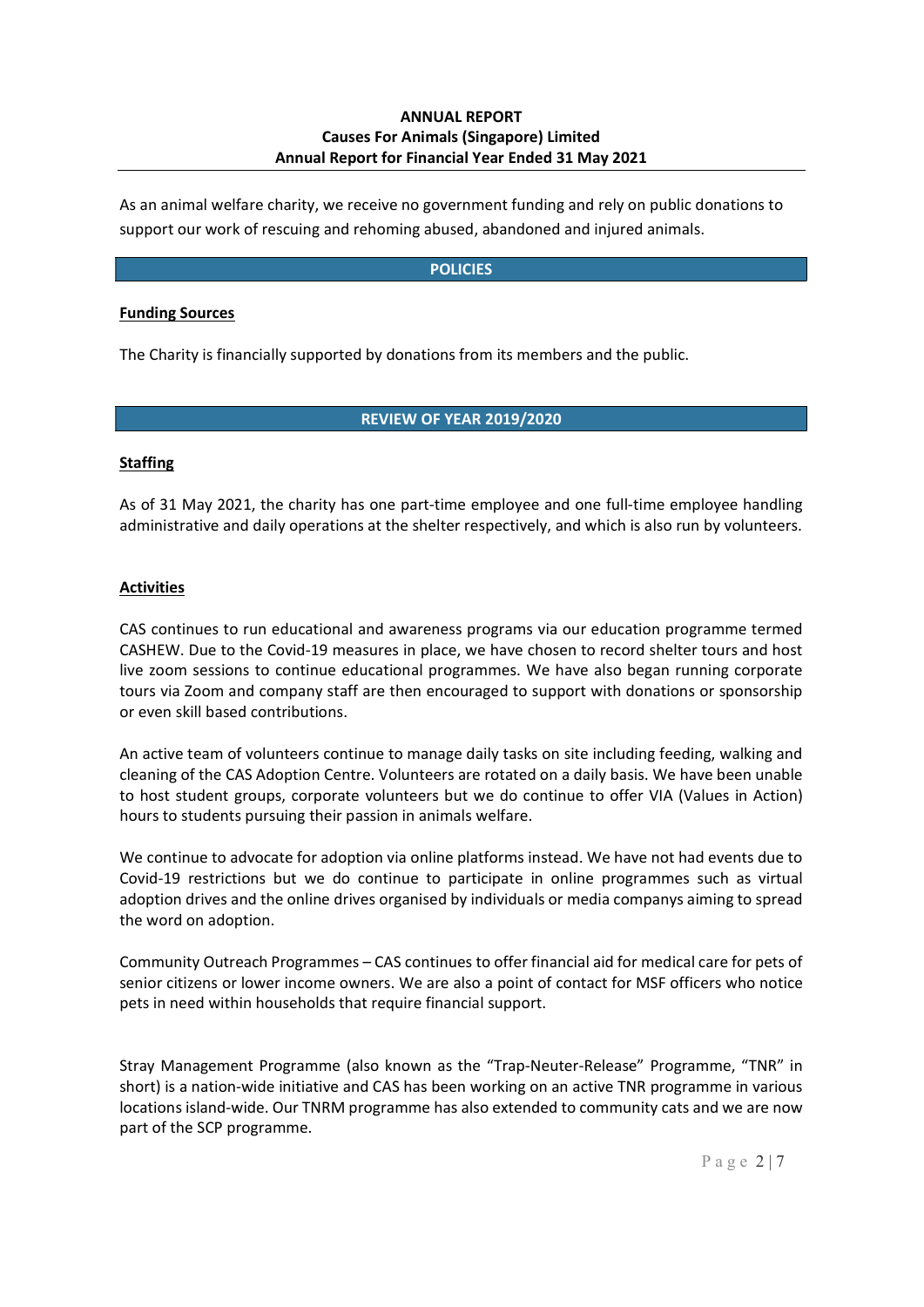**ANNUAL REPORT**
**Causes For Animals (Singapore) Limited**
**Annual Report for Financial Year Ended 31 May 2021**

As an animal welfare charity, we receive no government funding and rely on public donations to support our work of rescuing and rehoming abused, abandoned and injured animals.

## POLICIES

**Funding Sources**

The Charity is financially supported by donations from its members and the public.

## REVIEW OF YEAR 2019/2020

**Staffing**

As of 31 May 2021, the charity has one part-time employee and one full-time employee handling administrative and daily operations at the shelter respectively, and which is also run by volunteers.

**Activities**

CAS continues to run educational and awareness programs via our education programme termed CASHEW. Due to the Covid-19 measures in place, we have chosen to record shelter tours and host live zoom sessions to continue educational programmes. We have also began running corporate tours via Zoom and company staff are then encouraged to support with donations or sponsorship or even skill based contributions.

An active team of volunteers continue to manage daily tasks on site including feeding, walking and cleaning of the CAS Adoption Centre. Volunteers are rotated on a daily basis. We have been unable to host student groups, corporate volunteers but we do continue to offer VIA (Values in Action) hours to students pursuing their passion in animals welfare.

We continue to advocate for adoption via online platforms instead. We have not had events due to Covid-19 restrictions but we do continue to participate in online programmes such as virtual adoption drives and the online drives organised by individuals or media companys aiming to spread the word on adoption.

Community Outreach Programmes – CAS continues to offer financial aid for medical care for pets of senior citizens or lower income owners. We are also a point of contact for MSF officers who notice pets in need within households that require financial support.

Stray Management Programme (also known as the "Trap-Neuter-Release" Programme, "TNR" in short) is a nation-wide initiative and CAS has been working on an active TNR programme in various locations island-wide. Our TNRM programme has also extended to community cats and we are now part of the SCP programme.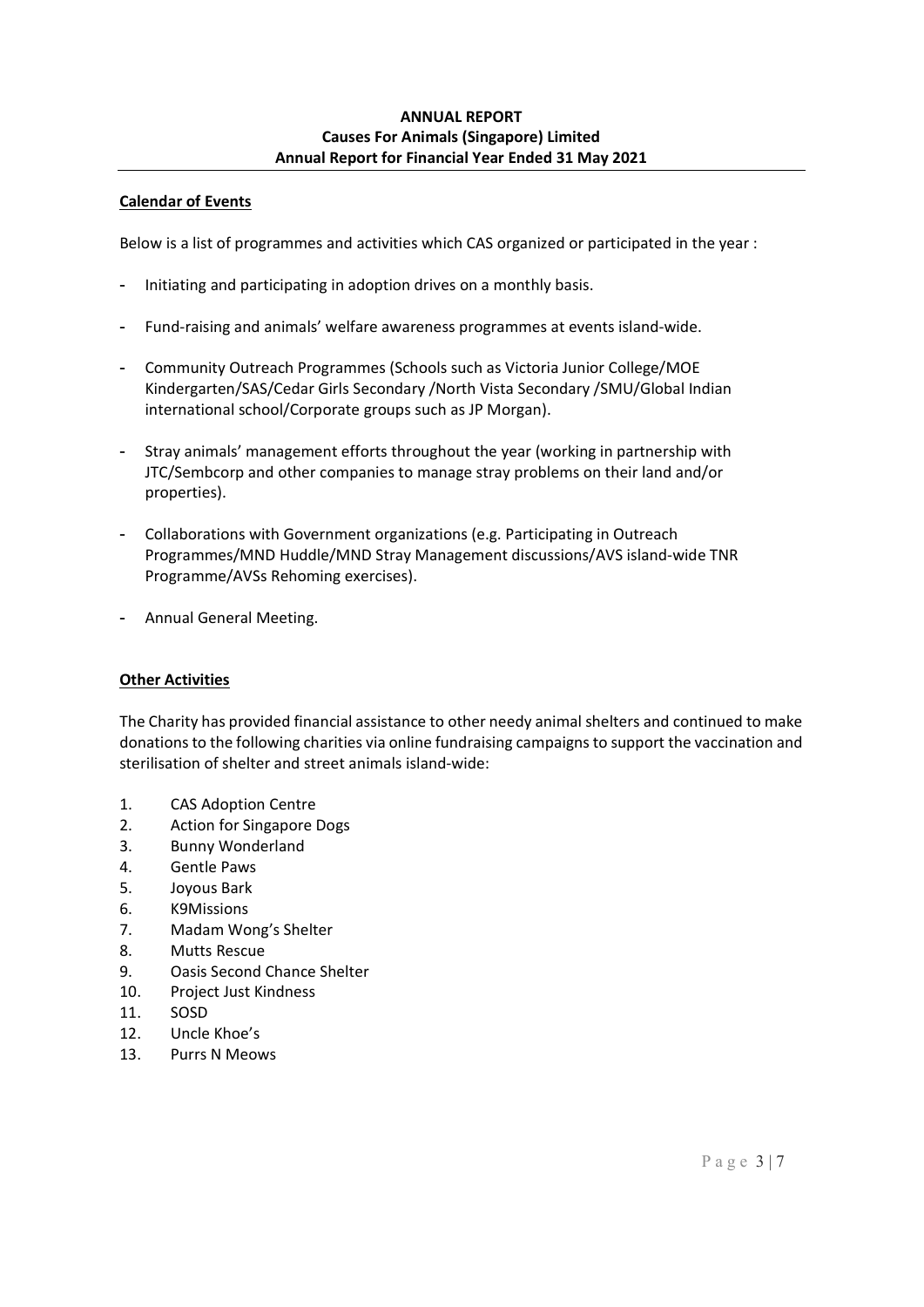**ANNUAL REPORT**
**Causes For Animals (Singapore) Limited**
**Annual Report for Financial Year Ended 31 May 2021**

## Calendar of Events

Below is a list of programmes and activities which CAS organized or participated in the year :

- Initiating and participating in adoption drives on a monthly basis.
- Fund-raising and animals' welfare awareness programmes at events island-wide.
- Community Outreach Programmes (Schools such as Victoria Junior College/MOE Kindergarten/SAS/Cedar Girls Secondary /North Vista Secondary /SMU/Global Indian international school/Corporate groups such as JP Morgan).
- Stray animals' management efforts throughout the year (working in partnership with JTC/Sembcorp and other companies to manage stray problems on their land and/or properties).
- Collaborations with Government organizations (e.g. Participating in Outreach Programmes/MND Huddle/MND Stray Management discussions/AVS island-wide TNR Programme/AVSs Rehoming exercises).
- Annual General Meeting.

## Other Activities

The Charity has provided financial assistance to other needy animal shelters and continued to make donations to the following charities via online fundraising campaigns to support the vaccination and sterilisation of shelter and street animals island-wide:

1. CAS Adoption Centre
2. Action for Singapore Dogs
3. Bunny Wonderland
4. Gentle Paws
5. Joyous Bark
6. K9Missions
7. Madam Wong's Shelter
8. Mutts Rescue
9. Oasis Second Chance Shelter
10. Project Just Kindness
11. SOSD
12. Uncle Khoe's
13. Purrs N Meows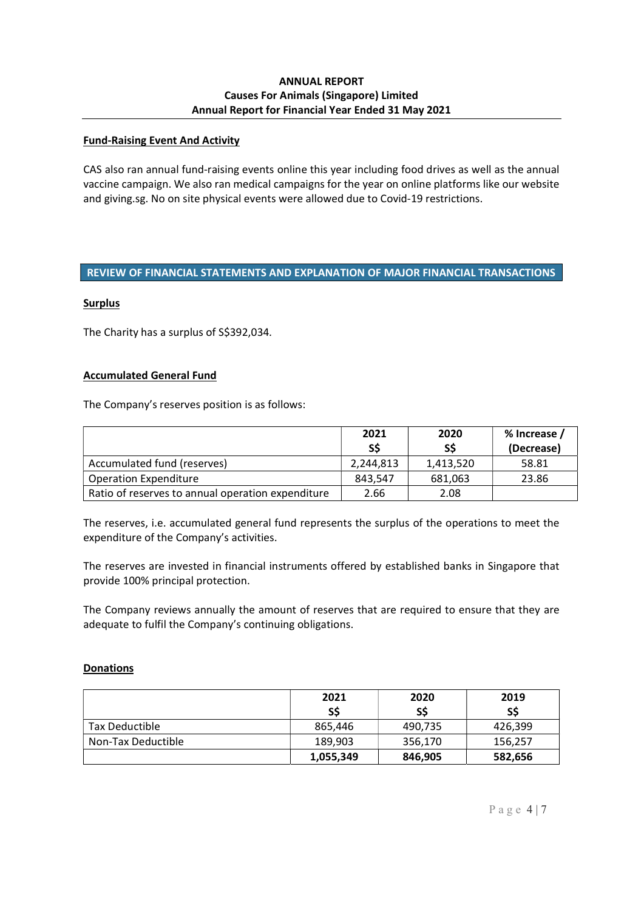# ANNUAL REPORT

**Causes For Animals (Singapore) Limited**

**Annual Report for Financial Year Ended 31 May 2021**

## Fund-Raising Event And Activity

CAS also ran annual fund-raising events online this year including food drives as well as the annual vaccine campaign. We also ran medical campaigns for the year on online platforms like our website and giving.sg. No on site physical events were allowed due to Covid-19 restrictions.

## REVIEW OF FINANCIAL STATEMENTS AND EXPLANATION OF MAJOR FINANCIAL TRANSACTIONS

### Surplus

The Charity has a surplus of S$392,034.

### Accumulated General Fund

The Company's reserves position is as follows:

| | 2021 S$ | 2020 S$ | % Increase / (Decrease) |
|---|---|---|---|
| Accumulated fund (reserves) | 2,244,813 | 1,413,520 | 58.81 |
| Operation Expenditure | 843,547 | 681,063 | 23.86 |
| Ratio of reserves to annual operation expenditure | 2.66 | 2.08 | |

The reserves, i.e. accumulated general fund represents the surplus of the operations to meet the expenditure of the Company's activities.

The reserves are invested in financial instruments offered by established banks in Singapore that provide 100% principal protection.

The Company reviews annually the amount of reserves that are required to ensure that they are adequate to fulfil the Company's continuing obligations.

### Donations

| | 2021 S$ | 2020 S$ | 2019 S$ |
|---|---|---|---|
| Tax Deductible | 865,446 | 490,735 | 426,399 |
| Non-Tax Deductible | 189,903 | 356,170 | 156,257 |
| | **1,055,349** | **846,905** | **582,656** |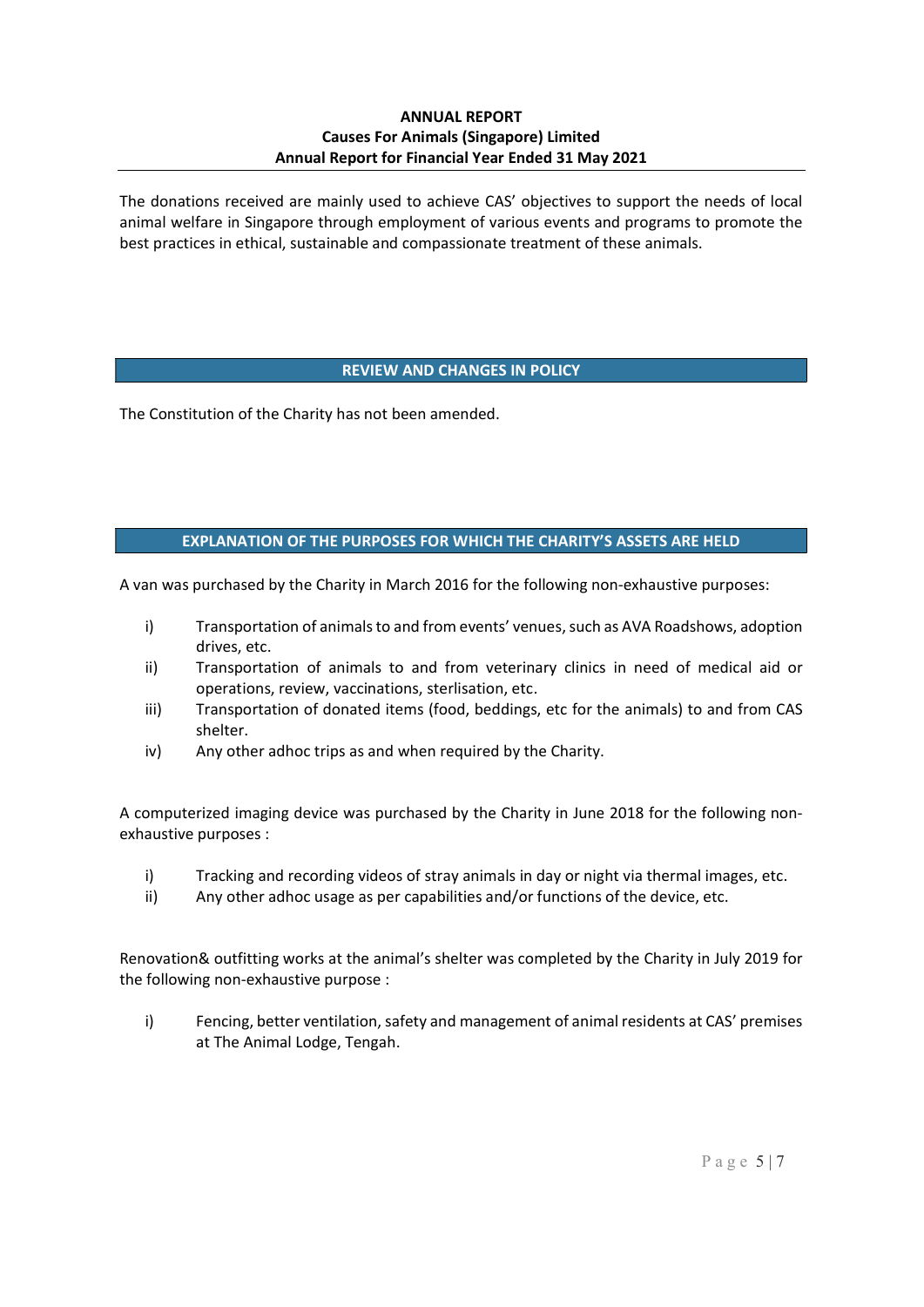**ANNUAL REPORT**
**Causes For Animals (Singapore) Limited**
**Annual Report for Financial Year Ended 31 May 2021**

The donations received are mainly used to achieve CAS' objectives to support the needs of local animal welfare in Singapore through employment of various events and programs to promote the best practices in ethical, sustainable and compassionate treatment of these animals.

## REVIEW AND CHANGES IN POLICY

The Constitution of the Charity has not been amended.

## EXPLANATION OF THE PURPOSES FOR WHICH THE CHARITY'S ASSETS ARE HELD

A van was purchased by the Charity in March 2016 for the following non-exhaustive purposes:

i) Transportation of animals to and from events' venues, such as AVA Roadshows, adoption drives, etc.
ii) Transportation of animals to and from veterinary clinics in need of medical aid or operations, review, vaccinations, sterlisation, etc.
iii) Transportation of donated items (food, beddings, etc for the animals) to and from CAS shelter.
iv) Any other adhoc trips as and when required by the Charity.

A computerized imaging device was purchased by the Charity in June 2018 for the following non-exhaustive purposes :

i) Tracking and recording videos of stray animals in day or night via thermal images, etc.
ii) Any other adhoc usage as per capabilities and/or functions of the device, etc.

Renovation& outfitting works at the animal's shelter was completed by the Charity in July 2019 for the following non-exhaustive purpose :

i) Fencing, better ventilation, safety and management of animal residents at CAS' premises at The Animal Lodge, Tengah.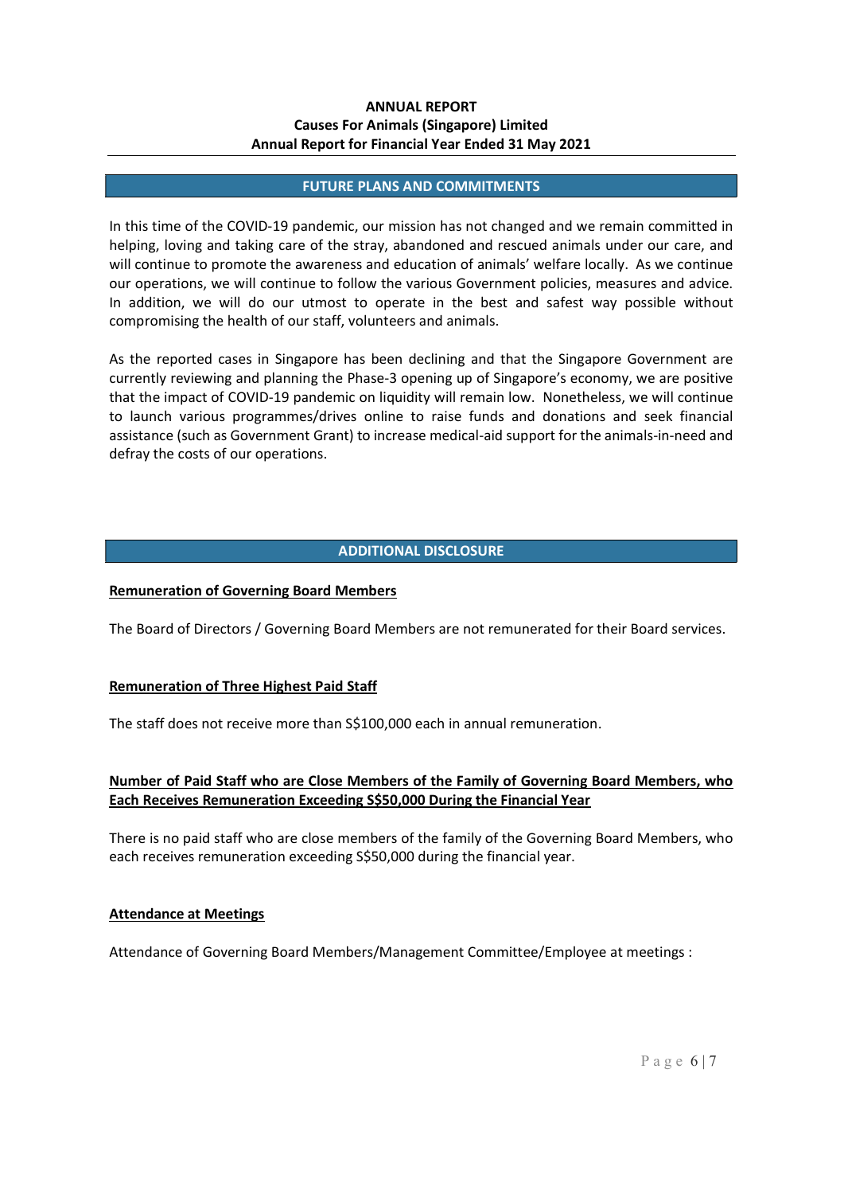## FUTURE PLANS AND COMMITMENTS

In this time of the COVID-19 pandemic, our mission has not changed and we remain committed in helping, loving and taking care of the stray, abandoned and rescued animals under our care, and will continue to promote the awareness and education of animals' welfare locally. As we continue our operations, we will continue to follow the various Government policies, measures and advice. In addition, we will do our utmost to operate in the best and safest way possible without compromising the health of our staff, volunteers and animals.

As the reported cases in Singapore has been declining and that the Singapore Government are currently reviewing and planning the Phase-3 opening up of Singapore's economy, we are positive that the impact of COVID-19 pandemic on liquidity will remain low. Nonetheless, we will continue to launch various programmes/drives online to raise funds and donations and seek financial assistance (such as Government Grant) to increase medical-aid support for the animals-in-need and defray the costs of our operations.

## ADDITIONAL DISCLOSURE

**Remuneration of Governing Board Members**

The Board of Directors / Governing Board Members are not remunerated for their Board services.

**Remuneration of Three Highest Paid Staff**

The staff does not receive more than S$100,000 each in annual remuneration.

**Number of Paid Staff who are Close Members of the Family of Governing Board Members, who Each Receives Remuneration Exceeding S$50,000 During the Financial Year**

There is no paid staff who are close members of the family of the Governing Board Members, who each receives remuneration exceeding S$50,000 during the financial year.

**Attendance at Meetings**

Attendance of Governing Board Members/Management Committee/Employee at meetings :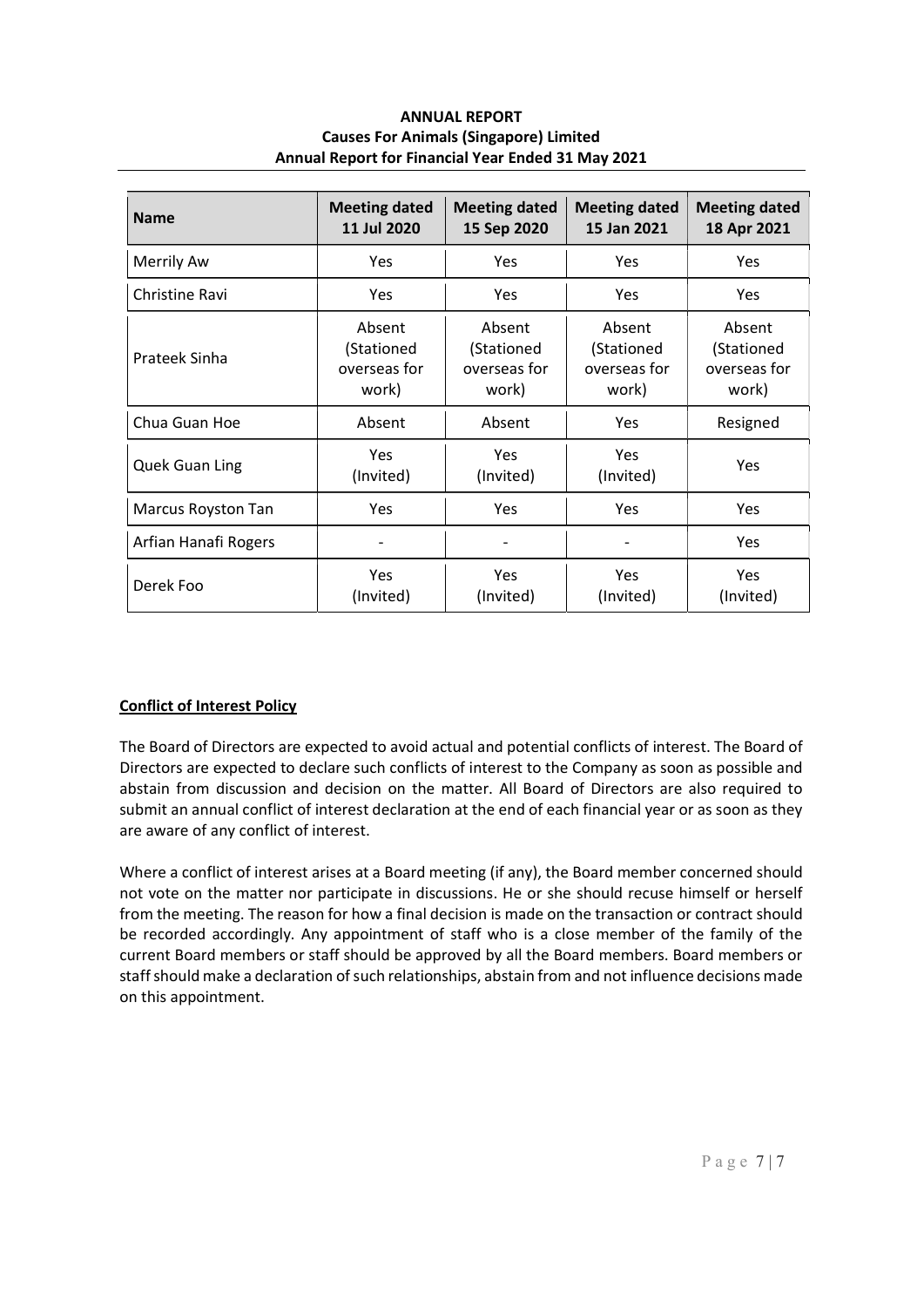| Name | Meeting dated 11 Jul 2020 | Meeting dated 15 Sep 2020 | Meeting dated 15 Jan 2021 | Meeting dated 18 Apr 2021 |
|---|---|---|---|---|
| Merrily Aw | Yes | Yes | Yes | Yes |
| Christine Ravi | Yes | Yes | Yes | Yes |
| Prateek Sinha | Absent (Stationed overseas for work) | Absent (Stationed overseas for work) | Absent (Stationed overseas for work) | Absent (Stationed overseas for work) |
| Chua Guan Hoe | Absent | Absent | Yes | Resigned |
| Quek Guan Ling | Yes (Invited) | Yes (Invited) | Yes (Invited) | Yes |
| Marcus Royston Tan | Yes | Yes | Yes | Yes |
| Arfian Hanafi Rogers | - | - | - | Yes |
| Derek Foo | Yes (Invited) | Yes (Invited) | Yes (Invited) | Yes (Invited) |

**Conflict of Interest Policy**

The Board of Directors are expected to avoid actual and potential conflicts of interest. The Board of Directors are expected to declare such conflicts of interest to the Company as soon as possible and abstain from discussion and decision on the matter. All Board of Directors are also required to submit an annual conflict of interest declaration at the end of each financial year or as soon as they are aware of any conflict of interest.

Where a conflict of interest arises at a Board meeting (if any), the Board member concerned should not vote on the matter nor participate in discussions. He or she should recuse himself or herself from the meeting. The reason for how a final decision is made on the transaction or contract should be recorded accordingly. Any appointment of staff who is a close member of the family of the current Board members or staff should be approved by all the Board members. Board members or staff should make a declaration of such relationships, abstain from and not influence decisions made on this appointment.